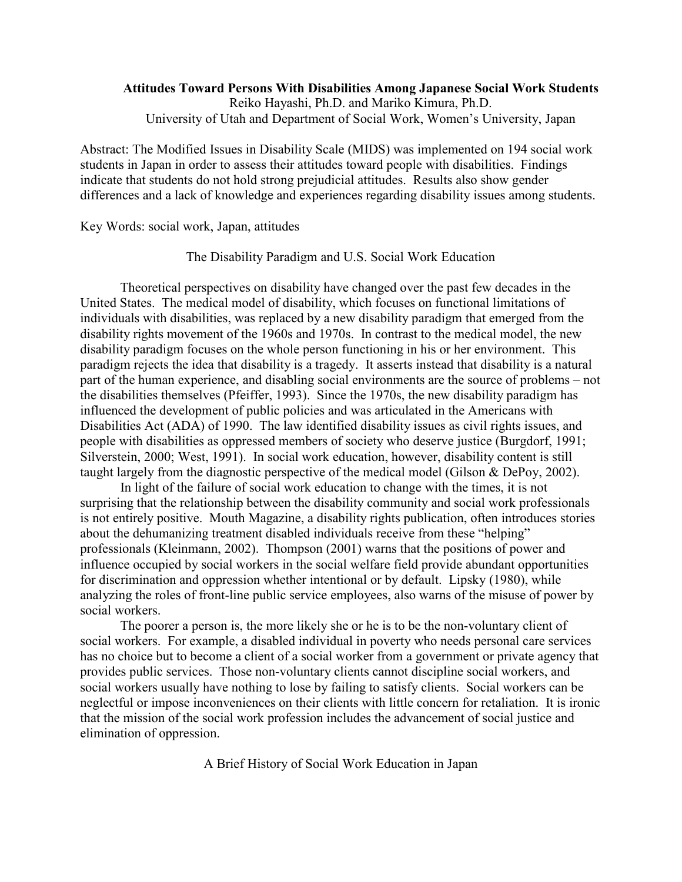# Attitudes Toward Persons With Disabilities Among Japanese Social Work Students

Reiko Hayashi, Ph.D. and Mariko Kimura, Ph.D.

University of Utah and Department of Social Work, Women's University, Japan

Abstract: The Modified Issues in Disability Scale (MIDS) was implemented on 194 social work students in Japan in order to assess their attitudes toward people with disabilities. Findings indicate that students do not hold strong prejudicial attitudes. Results also show gender differences and a lack of knowledge and experiences regarding disability issues among students.

Key Words: social work, Japan, attitudes

## The Disability Paradigm and U.S. Social Work Education

Theoretical perspectives on disability have changed over the past few decades in the United States. The medical model of disability, which focuses on functional limitations of individuals with disabilities, was replaced by a new disability paradigm that emerged from the disability rights movement of the 1960s and 1970s. In contrast to the medical model, the new disability paradigm focuses on the whole person functioning in his or her environment. This paradigm rejects the idea that disability is a tragedy. It asserts instead that disability is a natural part of the human experience, and disabling social environments are the source of problems – not the disabilities themselves (Pfeiffer, 1993). Since the 1970s, the new disability paradigm has influenced the development of public policies and was articulated in the Americans with Disabilities Act (ADA) of 1990. The law identified disability issues as civil rights issues, and people with disabilities as oppressed members of society who deserve justice (Burgdorf, 1991; Silverstein, 2000; West, 1991). In social work education, however, disability content is still taught largely from the diagnostic perspective of the medical model (Gilson & DePoy, 2002).

In light of the failure of social work education to change with the times, it is not surprising that the relationship between the disability community and social work professionals is not entirely positive. Mouth Magazine, a disability rights publication, often introduces stories about the dehumanizing treatment disabled individuals receive from these "helping" professionals (Kleinmann, 2002). Thompson (2001) warns that the positions of power and influence occupied by social workers in the social welfare field provide abundant opportunities for discrimination and oppression whether intentional or by default. Lipsky (1980), while analyzing the roles of front-line public service employees, also warns of the misuse of power by social workers.

The poorer a person is, the more likely she or he is to be the non-voluntary client of social workers. For example, a disabled individual in poverty who needs personal care services has no choice but to become a client of a social worker from a government or private agency that provides public services. Those non-voluntary clients cannot discipline social workers, and social workers usually have nothing to lose by failing to satisfy clients. Social workers can be neglectful or impose inconveniences on their clients with little concern for retaliation. It is ironic that the mission of the social work profession includes the advancement of social justice and elimination of oppression.

## A Brief History of Social Work Education in Japan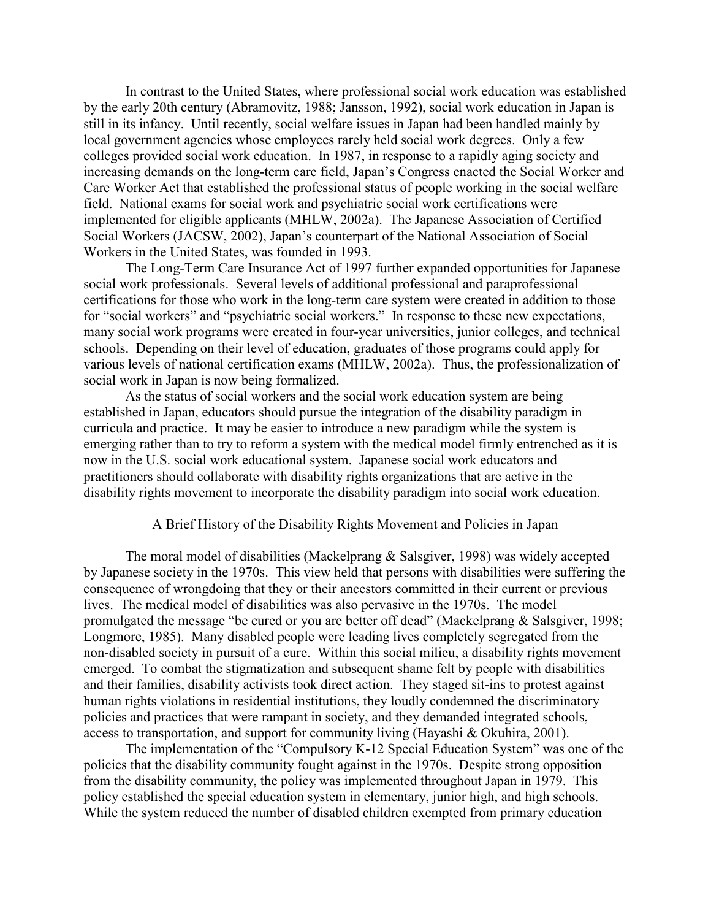In contrast to the United States, where professional social work education was established by the early 20th century (Abramovitz, 1988; Jansson, 1992), social work education in Japan is still in its infancy. Until recently, social welfare issues in Japan had been handled mainly by local government agencies whose employees rarely held social work degrees. Only a few colleges provided social work education. In 1987, in response to a rapidly aging society and increasing demands on the long-term care field, Japan's Congress enacted the Social Worker and Care Worker Act that established the professional status of people working in the social welfare field. National exams for social work and psychiatric social work certifications were implemented for eligible applicants (MHLW, 2002a). The Japanese Association of Certified Social Workers (JACSW, 2002), Japan's counterpart of the National Association of Social Workers in the United States, was founded in 1993.

The Long-Term Care Insurance Act of 1997 further expanded opportunities for Japanese social work professionals. Several levels of additional professional and paraprofessional certifications for those who work in the long-term care system were created in addition to those for "social workers" and "psychiatric social workers." In response to these new expectations, many social work programs were created in four-year universities, junior colleges, and technical schools. Depending on their level of education, graduates of those programs could apply for various levels of national certification exams (MHLW, 2002a). Thus, the professionalization of social work in Japan is now being formalized.

As the status of social workers and the social work education system are being established in Japan, educators should pursue the integration of the disability paradigm in curricula and practice. It may be easier to introduce a new paradigm while the system is emerging rather than to try to reform a system with the medical model firmly entrenched as it is now in the U.S. social work educational system. Japanese social work educators and practitioners should collaborate with disability rights organizations that are active in the disability rights movement to incorporate the disability paradigm into social work education.

## A Brief History of the Disability Rights Movement and Policies in Japan

The moral model of disabilities (Mackelprang & Salsgiver, 1998) was widely accepted by Japanese society in the 1970s. This view held that persons with disabilities were suffering the consequence of wrongdoing that they or their ancestors committed in their current or previous lives. The medical model of disabilities was also pervasive in the 1970s. The model promulgated the message "be cured or you are better off dead" (Mackelprang & Salsgiver, 1998; Longmore, 1985). Many disabled people were leading lives completely segregated from the non-disabled society in pursuit of a cure. Within this social milieu, a disability rights movement emerged. To combat the stigmatization and subsequent shame felt by people with disabilities and their families, disability activists took direct action. They staged sit-ins to protest against human rights violations in residential institutions, they loudly condemned the discriminatory policies and practices that were rampant in society, and they demanded integrated schools, access to transportation, and support for community living (Hayashi & Okuhira, 2001).

The implementation of the "Compulsory K-12 Special Education System" was one of the policies that the disability community fought against in the 1970s. Despite strong opposition from the disability community, the policy was implemented throughout Japan in 1979. This policy established the special education system in elementary, junior high, and high schools. While the system reduced the number of disabled children exempted from primary education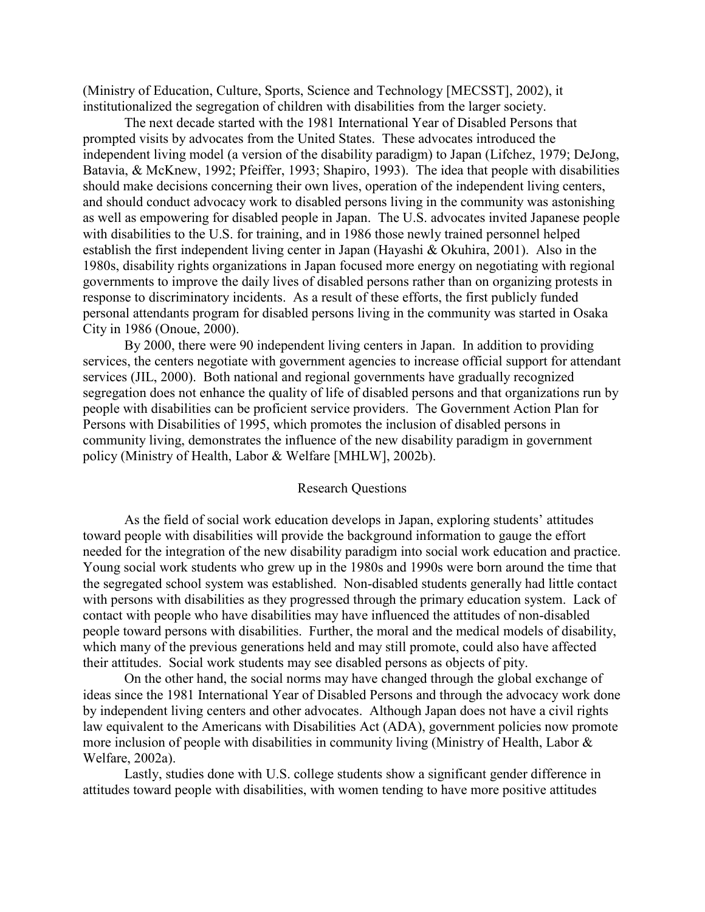(Ministry of Education, Culture, Sports, Science and Technology [MECSST], 2002), it institutionalized the segregation of children with disabilities from the larger society.

The next decade started with the 1981 International Year of Disabled Persons that prompted visits by advocates from the United States. These advocates introduced the independent living model (a version of the disability paradigm) to Japan (Lifchez, 1979; DeJong, Batavia, & McKnew, 1992; Pfeiffer, 1993; Shapiro, 1993). The idea that people with disabilities should make decisions concerning their own lives, operation of the independent living centers, and should conduct advocacy work to disabled persons living in the community was astonishing as well as empowering for disabled people in Japan. The U.S. advocates invited Japanese people with disabilities to the U.S. for training, and in 1986 those newly trained personnel helped establish the first independent living center in Japan (Hayashi & Okuhira, 2001). Also in the 1980s, disability rights organizations in Japan focused more energy on negotiating with regional governments to improve the daily lives of disabled persons rather than on organizing protests in response to discriminatory incidents. As a result of these efforts, the first publicly funded personal attendants program for disabled persons living in the community was started in Osaka City in 1986 (Onoue, 2000).

By 2000, there were 90 independent living centers in Japan. In addition to providing services, the centers negotiate with government agencies to increase official support for attendant services (JIL, 2000). Both national and regional governments have gradually recognized segregation does not enhance the quality of life of disabled persons and that organizations run by people with disabilities can be proficient service providers. The Government Action Plan for Persons with Disabilities of 1995, which promotes the inclusion of disabled persons in community living, demonstrates the influence of the new disability paradigm in government policy (Ministry of Health, Labor & Welfare [MHLW], 2002b).

## Research Questions

As the field of social work education develops in Japan, exploring students' attitudes toward people with disabilities will provide the background information to gauge the effort needed for the integration of the new disability paradigm into social work education and practice. Young social work students who grew up in the 1980s and 1990s were born around the time that the segregated school system was established. Non-disabled students generally had little contact with persons with disabilities as they progressed through the primary education system. Lack of contact with people who have disabilities may have influenced the attitudes of non-disabled people toward persons with disabilities. Further, the moral and the medical models of disability, which many of the previous generations held and may still promote, could also have affected their attitudes. Social work students may see disabled persons as objects of pity.

On the other hand, the social norms may have changed through the global exchange of ideas since the 1981 International Year of Disabled Persons and through the advocacy work done by independent living centers and other advocates. Although Japan does not have a civil rights law equivalent to the Americans with Disabilities Act (ADA), government policies now promote more inclusion of people with disabilities in community living (Ministry of Health, Labor & Welfare, 2002a).

Lastly, studies done with U.S. college students show a significant gender difference in attitudes toward people with disabilities, with women tending to have more positive attitudes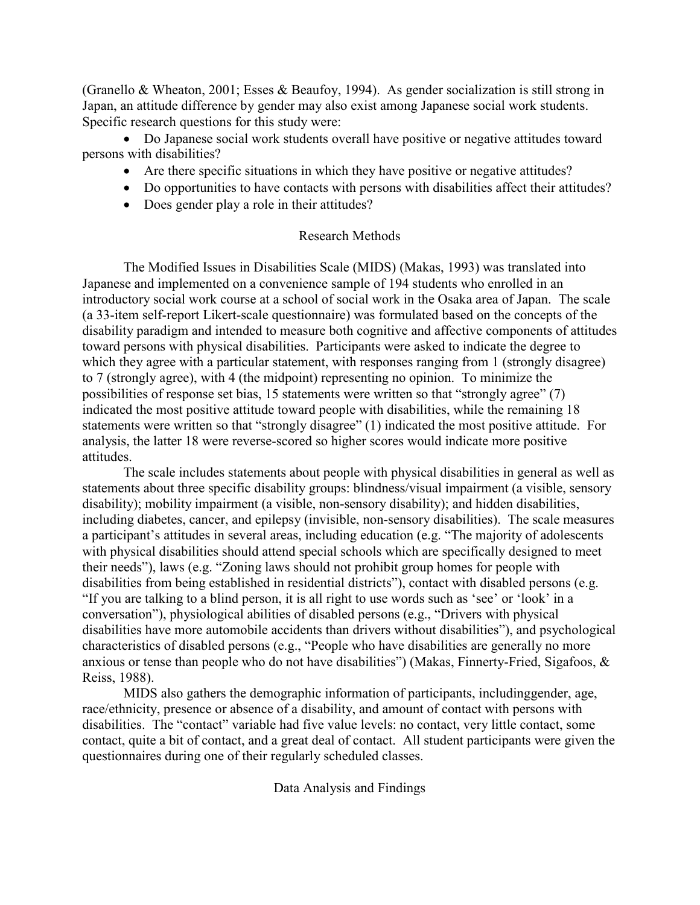(Granello & Wheaton, 2001; Esses & Beaufoy, 1994). As gender socialization is still strong in Japan, an attitude difference by gender may also exist among Japanese social work students. Specific research questions for this study were:

- Do Japanese social work students overall have positive or negative attitudes toward persons with disabilities?
- Are there specific situations in which they have positive or negative attitudes?
- Do opportunities to have contacts with persons with disabilities affect their attitudes?
- Does gender play a role in their attitudes?

## Research Methods

The Modified Issues in Disabilities Scale (MIDS) (Makas, 1993) was translated into Japanese and implemented on a convenience sample of 194 students who enrolled in an introductory social work course at a school of social work in the Osaka area of Japan. The scale (a 33-item self-report Likert-scale questionnaire) was formulated based on the concepts of the disability paradigm and intended to measure both cognitive and affective components of attitudes toward persons with physical disabilities. Participants were asked to indicate the degree to which they agree with a particular statement, with responses ranging from 1 (strongly disagree) to 7 (strongly agree), with 4 (the midpoint) representing no opinion. To minimize the possibilities of response set bias, 15 statements were written so that "strongly agree" (7) indicated the most positive attitude toward people with disabilities, while the remaining 18 statements were written so that "strongly disagree" (1) indicated the most positive attitude. For analysis, the latter 18 were reverse-scored so higher scores would indicate more positive attitudes.

The scale includes statements about people with physical disabilities in general as well as statements about three specific disability groups: blindness/visual impairment (a visible, sensory disability); mobility impairment (a visible, non-sensory disability); and hidden disabilities, including diabetes, cancer, and epilepsy (invisible, non-sensory disabilities). The scale measures a participant's attitudes in several areas, including education (e.g. "The majority of adolescents with physical disabilities should attend special schools which are specifically designed to meet their needs"), laws (e.g. "Zoning laws should not prohibit group homes for people with disabilities from being established in residential districts"), contact with disabled persons (e.g. "If you are talking to a blind person, it is all right to use words such as 'see' or 'look' in a conversation"), physiological abilities of disabled persons (e.g., "Drivers with physical disabilities have more automobile accidents than drivers without disabilities"), and psychological characteristics of disabled persons (e.g., "People who have disabilities are generally no more anxious or tense than people who do not have disabilities") (Makas, Finnerty-Fried, Sigafoos, & Reiss, 1988).

MIDS also gathers the demographic information of participants, includinggender, age, race/ethnicity, presence or absence of a disability, and amount of contact with persons with disabilities. The "contact" variable had five value levels: no contact, very little contact, some contact, quite a bit of contact, and a great deal of contact. All student participants were given the questionnaires during one of their regularly scheduled classes.

## Data Analysis and Findings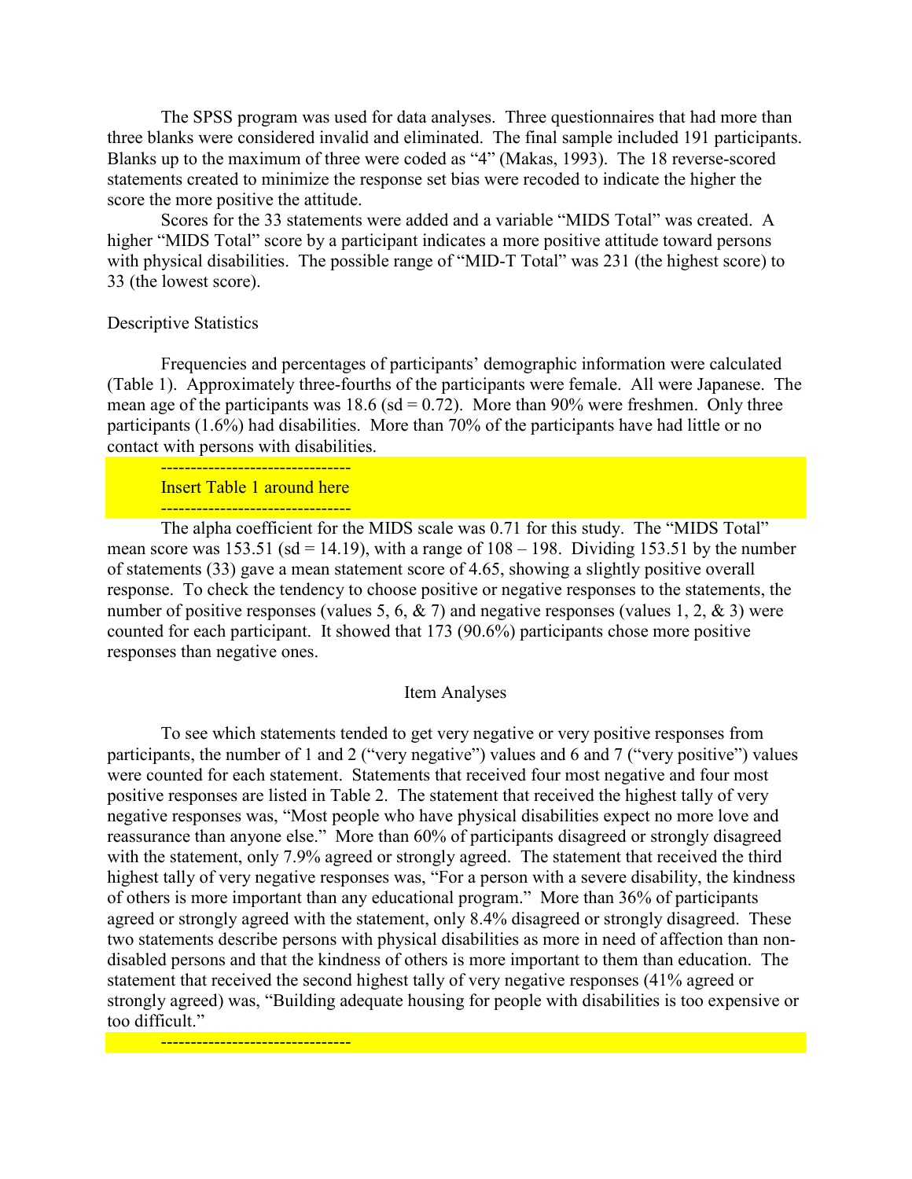The SPSS program was used for data analyses. Three questionnaires that had more than three blanks were considered invalid and eliminated. The final sample included 191 participants. Blanks up to the maximum of three were coded as "4" (Makas, 1993). The 18 reverse-scored statements created to minimize the response set bias were recoded to indicate the higher the score the more positive the attitude.

Scores for the 33 statements were added and a variable "MIDS Total" was created. A higher "MIDS Total" score by a participant indicates a more positive attitude toward persons with physical disabilities. The possible range of "MID-T Total" was 231 (the highest score) to 33 (the lowest score).

Descriptive Statistics

Frequencies and percentages of participants' demographic information were calculated (Table 1). Approximately three-fourths of the participants were female. All were Japanese. The mean age of the participants was 18.6 (sd = 0.72). More than 90% were freshmen. Only three participants (1.6%) had disabilities. More than 70% of the participants have had little or no contact with persons with disabilities.

--------------------------------
Insert Table 1 around here
--------------------------------

The alpha coefficient for the MIDS scale was 0.71 for this study. The "MIDS Total" mean score was 153.51 (sd = 14.19), with a range of 108 – 198. Dividing 153.51 by the number of statements (33) gave a mean statement score of 4.65, showing a slightly positive overall response. To check the tendency to choose positive or negative responses to the statements, the number of positive responses (values 5, 6, & 7) and negative responses (values 1, 2, & 3) were counted for each participant. It showed that 173 (90.6%) participants chose more positive responses than negative ones.

## Item Analyses

To see which statements tended to get very negative or very positive responses from participants, the number of 1 and 2 ("very negative") values and 6 and 7 ("very positive") values were counted for each statement. Statements that received four most negative and four most positive responses are listed in Table 2. The statement that received the highest tally of very negative responses was, "Most people who have physical disabilities expect no more love and reassurance than anyone else." More than 60% of participants disagreed or strongly disagreed with the statement, only 7.9% agreed or strongly agreed. The statement that received the third highest tally of very negative responses was, "For a person with a severe disability, the kindness of others is more important than any educational program." More than 36% of participants agreed or strongly agreed with the statement, only 8.4% disagreed or strongly disagreed. These two statements describe persons with physical disabilities as more in need of affection than non-disabled persons and that the kindness of others is more important to them than education. The statement that received the second highest tally of very negative responses (41% agreed or strongly agreed) was, "Building adequate housing for people with disabilities is too expensive or too difficult."

--------------------------------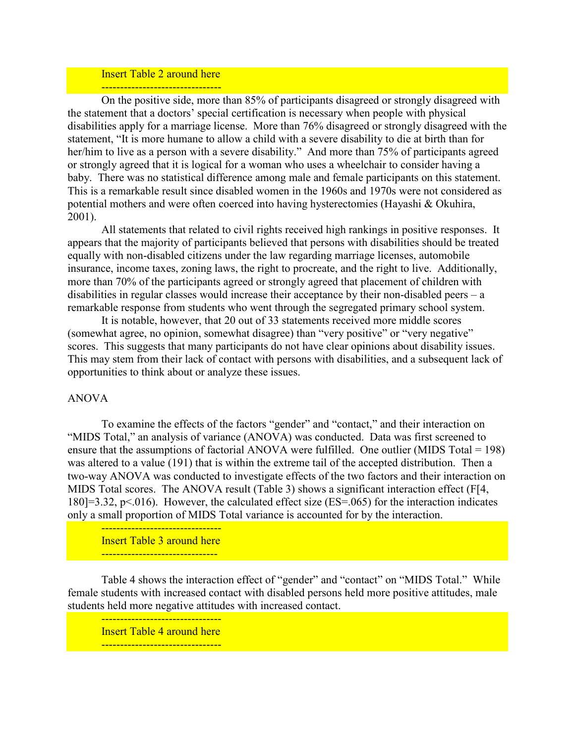Insert Table 2 around here

--------------------------------

On the positive side, more than 85% of participants disagreed or strongly disagreed with the statement that a doctors' special certification is necessary when people with physical disabilities apply for a marriage license. More than 76% disagreed or strongly disagreed with the statement, "It is more humane to allow a child with a severe disability to die at birth than for her/him to live as a person with a severe disability." And more than 75% of participants agreed or strongly agreed that it is logical for a woman who uses a wheelchair to consider having a baby. There was no statistical difference among male and female participants on this statement. This is a remarkable result since disabled women in the 1960s and 1970s were not considered as potential mothers and were often coerced into having hysterectomies (Hayashi & Okuhira, 2001).

All statements that related to civil rights received high rankings in positive responses. It appears that the majority of participants believed that persons with disabilities should be treated equally with non-disabled citizens under the law regarding marriage licenses, automobile insurance, income taxes, zoning laws, the right to procreate, and the right to live. Additionally, more than 70% of the participants agreed or strongly agreed that placement of children with disabilities in regular classes would increase their acceptance by their non-disabled peers – a remarkable response from students who went through the segregated primary school system.

It is notable, however, that 20 out of 33 statements received more middle scores (somewhat agree, no opinion, somewhat disagree) than "very positive" or "very negative" scores. This suggests that many participants do not have clear opinions about disability issues. This may stem from their lack of contact with persons with disabilities, and a subsequent lack of opportunities to think about or analyze these issues.

ANOVA

To examine the effects of the factors "gender" and "contact," and their interaction on "MIDS Total," an analysis of variance (ANOVA) was conducted. Data was first screened to ensure that the assumptions of factorial ANOVA were fulfilled. One outlier (MIDS Total = 198) was altered to a value (191) that is within the extreme tail of the accepted distribution. Then a two-way ANOVA was conducted to investigate effects of the two factors and their interaction on MIDS Total scores. The ANOVA result (Table 3) shows a significant interaction effect ($F[4, 180]=3.32$, $p<.016$). However, the calculated effect size ($ES=.065$) for the interaction indicates only a small proportion of MIDS Total variance is accounted for by the interaction.

--------------------------------

Insert Table 3 around here

-------------------------------

Table 4 shows the interaction effect of "gender" and "contact" on "MIDS Total." While female students with increased contact with disabled persons held more positive attitudes, male students held more negative attitudes with increased contact.

--------------------------------

Insert Table 4 around here

--------------------------------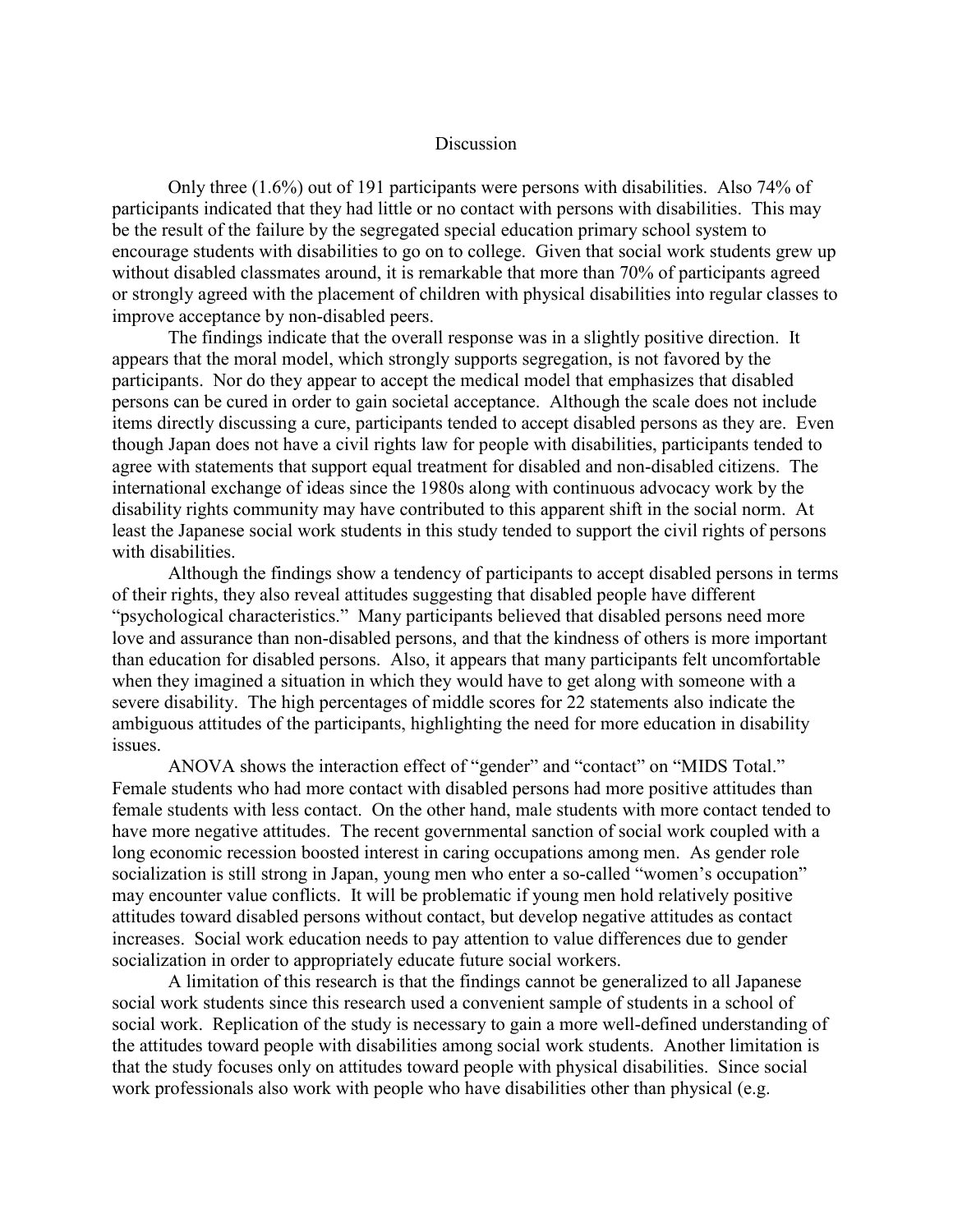## Discussion

Only three (1.6%) out of 191 participants were persons with disabilities. Also 74% of participants indicated that they had little or no contact with persons with disabilities. This may be the result of the failure by the segregated special education primary school system to encourage students with disabilities to go on to college. Given that social work students grew up without disabled classmates around, it is remarkable that more than 70% of participants agreed or strongly agreed with the placement of children with physical disabilities into regular classes to improve acceptance by non-disabled peers.

The findings indicate that the overall response was in a slightly positive direction. It appears that the moral model, which strongly supports segregation, is not favored by the participants. Nor do they appear to accept the medical model that emphasizes that disabled persons can be cured in order to gain societal acceptance. Although the scale does not include items directly discussing a cure, participants tended to accept disabled persons as they are. Even though Japan does not have a civil rights law for people with disabilities, participants tended to agree with statements that support equal treatment for disabled and non-disabled citizens. The international exchange of ideas since the 1980s along with continuous advocacy work by the disability rights community may have contributed to this apparent shift in the social norm. At least the Japanese social work students in this study tended to support the civil rights of persons with disabilities.

Although the findings show a tendency of participants to accept disabled persons in terms of their rights, they also reveal attitudes suggesting that disabled people have different "psychological characteristics." Many participants believed that disabled persons need more love and assurance than non-disabled persons, and that the kindness of others is more important than education for disabled persons. Also, it appears that many participants felt uncomfortable when they imagined a situation in which they would have to get along with someone with a severe disability. The high percentages of middle scores for 22 statements also indicate the ambiguous attitudes of the participants, highlighting the need for more education in disability issues.

ANOVA shows the interaction effect of "gender" and "contact" on "MIDS Total." Female students who had more contact with disabled persons had more positive attitudes than female students with less contact. On the other hand, male students with more contact tended to have more negative attitudes. The recent governmental sanction of social work coupled with a long economic recession boosted interest in caring occupations among men. As gender role socialization is still strong in Japan, young men who enter a so-called "women's occupation" may encounter value conflicts. It will be problematic if young men hold relatively positive attitudes toward disabled persons without contact, but develop negative attitudes as contact increases. Social work education needs to pay attention to value differences due to gender socialization in order to appropriately educate future social workers.

A limitation of this research is that the findings cannot be generalized to all Japanese social work students since this research used a convenient sample of students in a school of social work. Replication of the study is necessary to gain a more well-defined understanding of the attitudes toward people with disabilities among social work students. Another limitation is that the study focuses only on attitudes toward people with physical disabilities. Since social work professionals also work with people who have disabilities other than physical (e.g.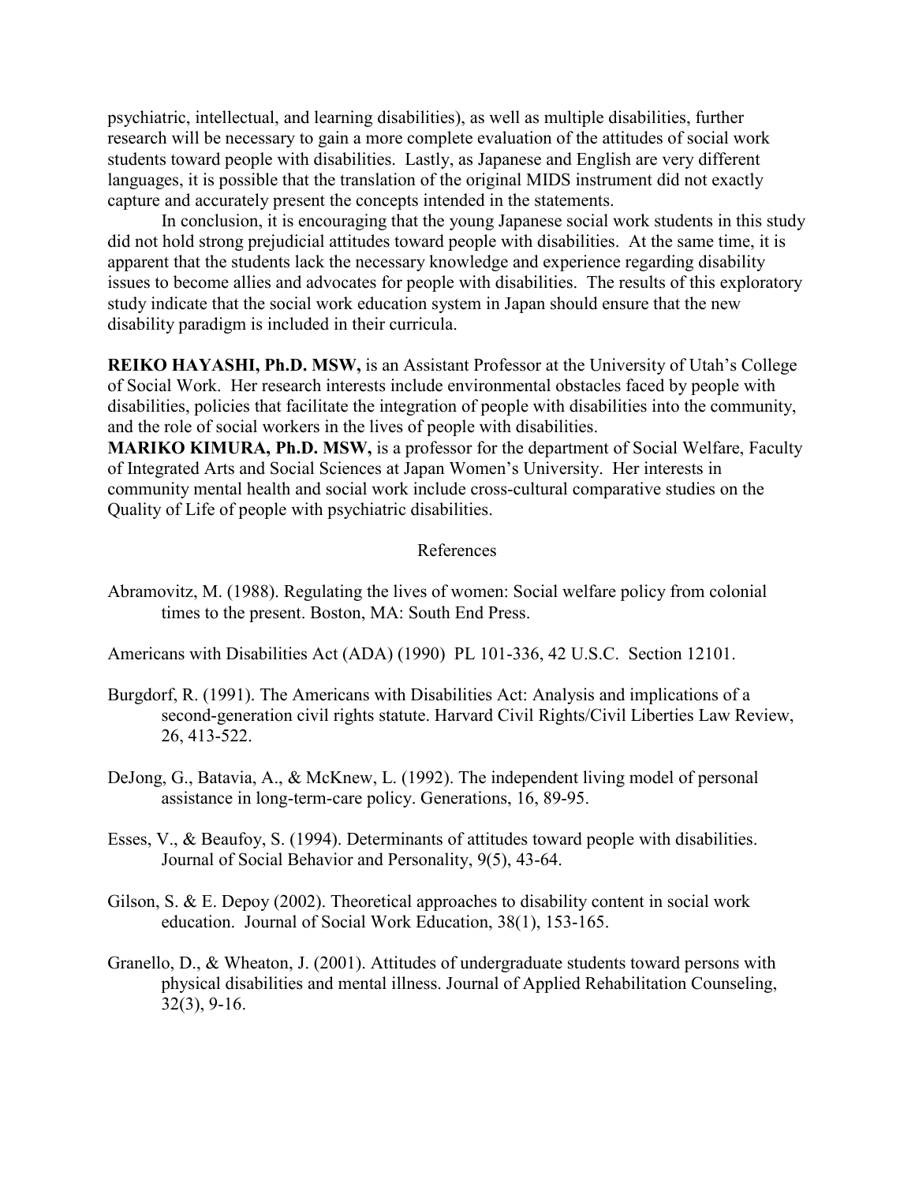psychiatric, intellectual, and learning disabilities), as well as multiple disabilities, further research will be necessary to gain a more complete evaluation of the attitudes of social work students toward people with disabilities. Lastly, as Japanese and English are very different languages, it is possible that the translation of the original MIDS instrument did not exactly capture and accurately present the concepts intended in the statements.

In conclusion, it is encouraging that the young Japanese social work students in this study did not hold strong prejudicial attitudes toward people with disabilities. At the same time, it is apparent that the students lack the necessary knowledge and experience regarding disability issues to become allies and advocates for people with disabilities. The results of this exploratory study indicate that the social work education system in Japan should ensure that the new disability paradigm is included in their curricula.

**REIKO HAYASHI, Ph.D. MSW,** is an Assistant Professor at the University of Utah's College of Social Work. Her research interests include environmental obstacles faced by people with disabilities, policies that facilitate the integration of people with disabilities into the community, and the role of social workers in the lives of people with disabilities.

**MARIKO KIMURA, Ph.D. MSW,** is a professor for the department of Social Welfare, Faculty of Integrated Arts and Social Sciences at Japan Women's University. Her interests in community mental health and social work include cross-cultural comparative studies on the Quality of Life of people with psychiatric disabilities.

## References

Abramovitz, M. (1988). Regulating the lives of women: Social welfare policy from colonial times to the present. Boston, MA: South End Press.

Americans with Disabilities Act (ADA) (1990) PL 101-336, 42 U.S.C. Section 12101.

Burgdorf, R. (1991). The Americans with Disabilities Act: Analysis and implications of a second-generation civil rights statute. Harvard Civil Rights/Civil Liberties Law Review, 26, 413-522.

DeJong, G., Batavia, A., & McKnew, L. (1992). The independent living model of personal assistance in long-term-care policy. Generations, 16, 89-95.

Esses, V., & Beaufoy, S. (1994). Determinants of attitudes toward people with disabilities. Journal of Social Behavior and Personality, 9(5), 43-64.

Gilson, S. & E. Depoy (2002). Theoretical approaches to disability content in social work education. Journal of Social Work Education, 38(1), 153-165.

Granello, D., & Wheaton, J. (2001). Attitudes of undergraduate students toward persons with physical disabilities and mental illness. Journal of Applied Rehabilitation Counseling, 32(3), 9-16.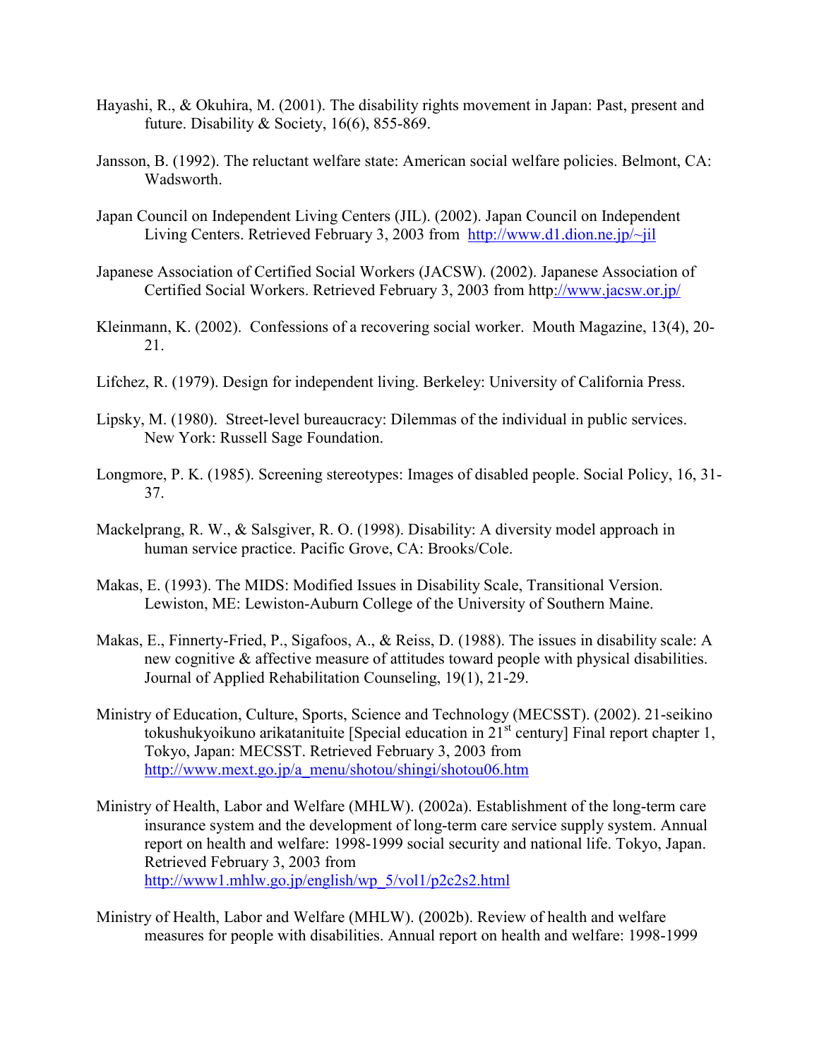Hayashi, R., & Okuhira, M. (2001). The disability rights movement in Japan: Past, present and future. Disability & Society, 16(6), 855-869.

Jansson, B. (1992). The reluctant welfare state: American social welfare policies. Belmont, CA: Wadsworth.

Japan Council on Independent Living Centers (JIL). (2002). Japan Council on Independent Living Centers. Retrieved February 3, 2003 from http://www.d1.dion.ne.jp/~jil

Japanese Association of Certified Social Workers (JACSW). (2002). Japanese Association of Certified Social Workers. Retrieved February 3, 2003 from http://www.jacsw.or.jp/

Kleinmann, K. (2002). Confessions of a recovering social worker. Mouth Magazine, 13(4), 20-21.

Lifchez, R. (1979). Design for independent living. Berkeley: University of California Press.

Lipsky, M. (1980). Street-level bureaucracy: Dilemmas of the individual in public services. New York: Russell Sage Foundation.

Longmore, P. K. (1985). Screening stereotypes: Images of disabled people. Social Policy, 16, 31-37.

Mackelprang, R. W., & Salsgiver, R. O. (1998). Disability: A diversity model approach in human service practice. Pacific Grove, CA: Brooks/Cole.

Makas, E. (1993). The MIDS: Modified Issues in Disability Scale, Transitional Version. Lewiston, ME: Lewiston-Auburn College of the University of Southern Maine.

Makas, E., Finnerty-Fried, P., Sigafoos, A., & Reiss, D. (1988). The issues in disability scale: A new cognitive & affective measure of attitudes toward people with physical disabilities. Journal of Applied Rehabilitation Counseling, 19(1), 21-29.

Ministry of Education, Culture, Sports, Science and Technology (MECSST). (2002). 21-seikino tokushukyoikuno arikatanituite [Special education in 21st century] Final report chapter 1, Tokyo, Japan: MECSST. Retrieved February 3, 2003 from http://www.mext.go.jp/a_menu/shotou/shingi/shotou06.htm

Ministry of Health, Labor and Welfare (MHLW). (2002a). Establishment of the long-term care insurance system and the development of long-term care service supply system. Annual report on health and welfare: 1998-1999 social security and national life. Tokyo, Japan. Retrieved February 3, 2003 from http://www1.mhlw.go.jp/english/wp_5/vol1/p2c2s2.html

Ministry of Health, Labor and Welfare (MHLW). (2002b). Review of health and welfare measures for people with disabilities. Annual report on health and welfare: 1998-1999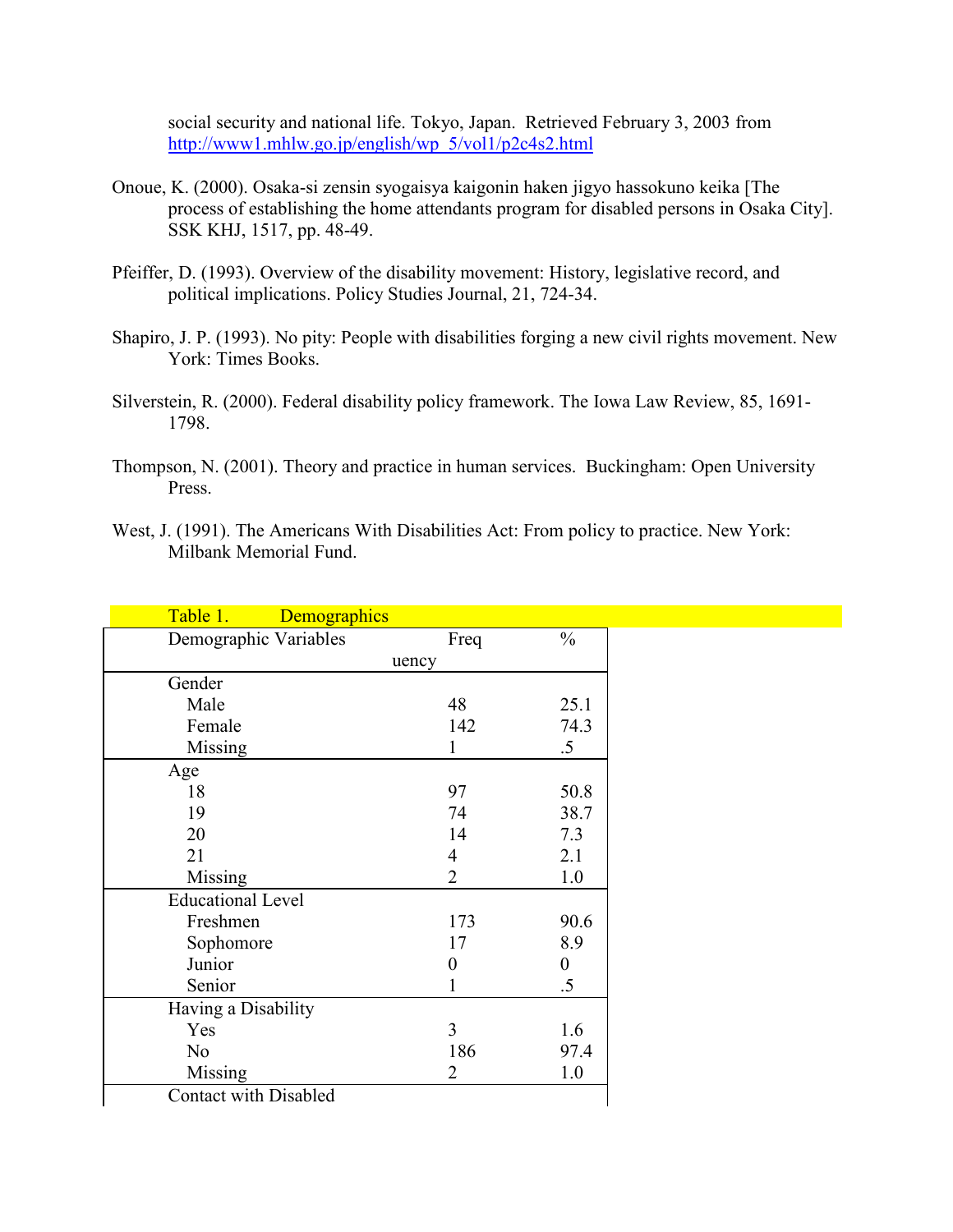social security and national life. Tokyo, Japan. Retrieved February 3, 2003 from http://www1.mhlw.go.jp/english/wp_5/vol1/p2c4s2.html

Onoue, K. (2000). Osaka-si zensin syogaisya kaigonin haken jigyo hassokuno keika [The process of establishing the home attendants program for disabled persons in Osaka City]. SSK KHJ, 1517, pp. 48-49.

Pfeiffer, D. (1993). Overview of the disability movement: History, legislative record, and political implications. Policy Studies Journal, 21, 724-34.

Shapiro, J. P. (1993). No pity: People with disabilities forging a new civil rights movement. New York: Times Books.

Silverstein, R. (2000). Federal disability policy framework. The Iowa Law Review, 85, 1691-1798.

Thompson, N. (2001). Theory and practice in human services. Buckingham: Open University Press.

West, J. (1991). The Americans With Disabilities Act: From policy to practice. New York: Milbank Memorial Fund.

Table 1. Demographics

| Demographic Variables | Frequency | % |
|---|---|---|
| Gender | | |
| Male | 48 | 25.1 |
| Female | 142 | 74.3 |
| Missing | 1 | .5 |
| Age | | |
| 18 | 97 | 50.8 |
| 19 | 74 | 38.7 |
| 20 | 14 | 7.3 |
| 21 | 4 | 2.1 |
| Missing | 2 | 1.0 |
| Educational Level | | |
| Freshmen | 173 | 90.6 |
| Sophomore | 17 | 8.9 |
| Junior | 0 | 0 |
| Senior | 1 | .5 |
| Having a Disability | | |
| Yes | 3 | 1.6 |
| No | 186 | 97.4 |
| Missing | 2 | 1.0 |
| Contact with Disabled | | |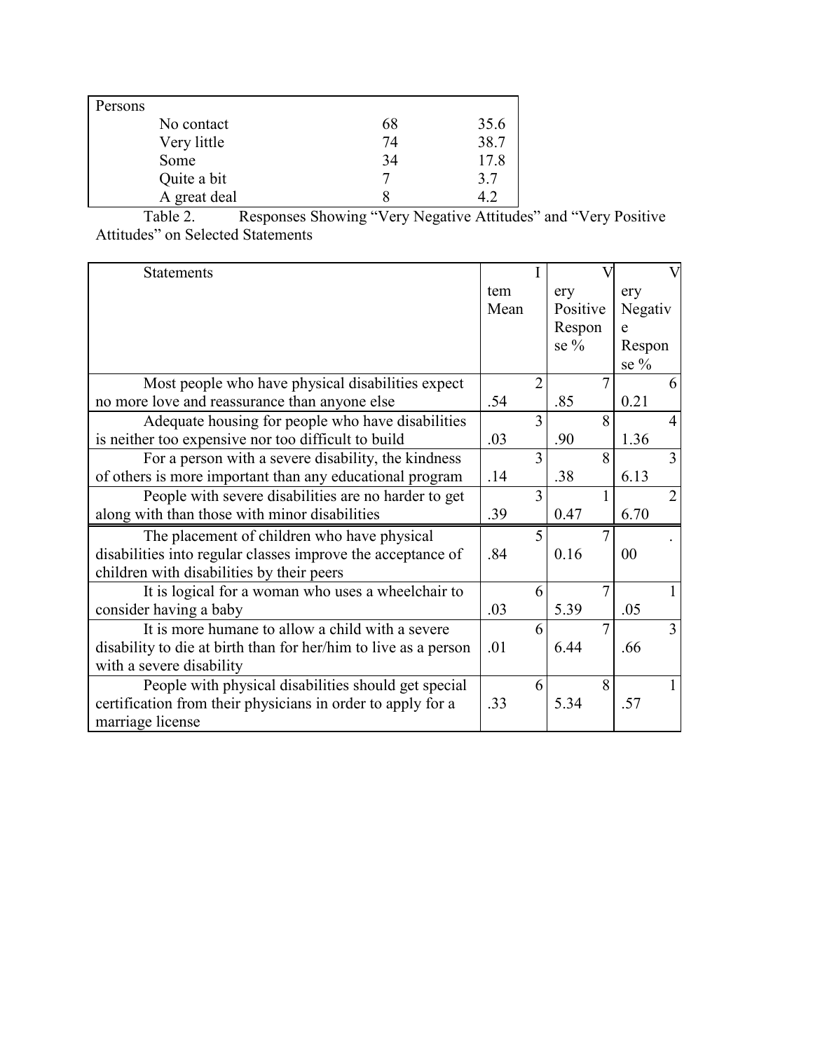| Persons | | |
|---|---|---|
| No contact | 68 | 35.6 |
| Very little | 74 | 38.7 |
| Some | 34 | 17.8 |
| Quite a bit | 7 | 3.7 |
| A great deal | 8 | 4.2 |

Table 2. Responses Showing "Very Negative Attitudes" and "Very Positive Attitudes" on Selected Statements

| Statements | Item Mean | Very Positive Response % | Very Negative Response % |
|---|---|---|---|
| Most people who have physical disabilities expect no more love and reassurance than anyone else | 2.54 | 7.85 | 60.21 |
| Adequate housing for people who have disabilities is neither too expensive nor too difficult to build | 3.03 | 8.90 | 41.36 |
| For a person with a severe disability, the kindness of others is more important than any educational program | 3.14 | 8.38 | 36.13 |
| People with severe disabilities are no harder to get along with than those with minor disabilities | 3.39 | 10.47 | 26.70 |
| The placement of children who have physical disabilities into regular classes improve the acceptance of children with disabilities by their peers | 5.84 | 70.16 | .00 |
| It is logical for a woman who uses a wheelchair to consider having a baby | 6.03 | 75.39 | 1.05 |
| It is more humane to allow a child with a severe disability to die at birth than for her/him to live as a person with a severe disability | 6.01 | 76.44 | 3.66 |
| People with physical disabilities should get special certification from their physicians in order to apply for a marriage license | 6.33 | 85.34 | 1.57 |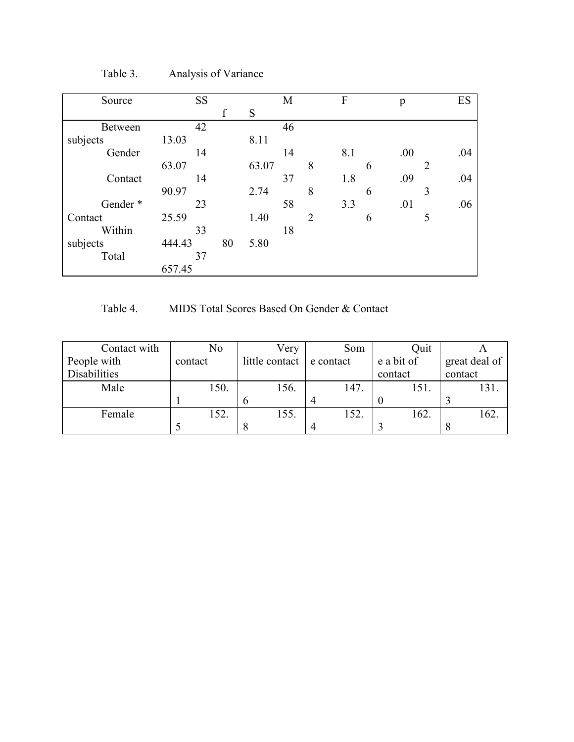Table 3. Analysis of Variance

| Source | SS | df | MS | F | p | ES |
|---|---|---|---|---|---|---|
| Between subjects | 4213.03 | | 468.11 | | | |
| Gender | 1463.07 | | 1463.07 | 8.18 | .006 | .042 |
| Contact | 1490.97 | | 372.74 | 1.88 | .096 | .043 |
| Gender * Contact | 2325.59 | | 581.40 | 3.32 | .016 | .065 |
| Within subjects | 33444.43 | 80 | 185.80 | | | |
| Total | 37657.45 | | | | | |

Table 4. MIDS Total Scores Based On Gender & Contact

| Contact with People with Disabilities | No contact | Very little contact | Some contact | Quite a bit of contact | A great deal of contact |
|---|---|---|---|---|---|
| Male | 150.1 | 156.6 | 147.4 | 151.0 | 131.3 |
| Female | 152.5 | 155.8 | 152.4 | 162.3 | 162.8 |